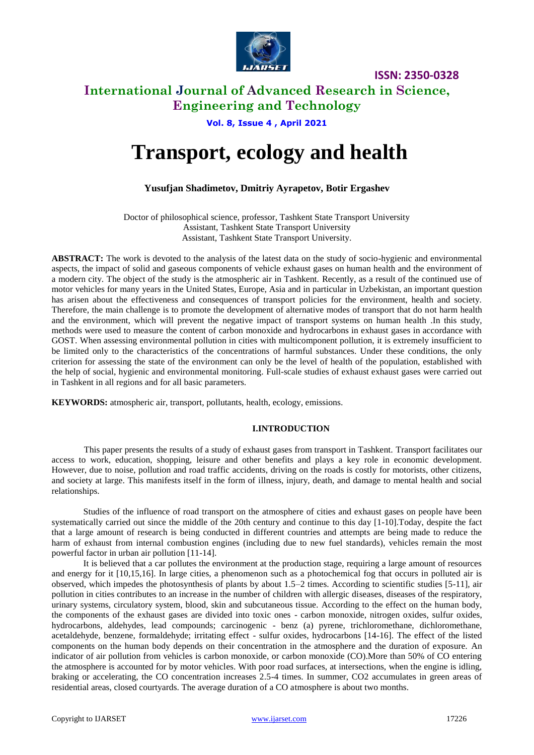# Transport, ecology and health

**Yusufjan Shadimetov, Dmitriy Ayrapetov, Botir Ergashev**

Doctor of philosophical science, professor, Tashkent State Transport University
Assistant, Tashkent State Transport University
Assistant, Tashkent State Transport University.

**ABSTRACT:** The work is devoted to the analysis of the latest data on the study of socio-hygienic and environmental aspects, the impact of solid and gaseous components of vehicle exhaust gases on human health and the environment of a modern city. The object of the study is the atmospheric air in Tashkent. Recently, as a result of the continued use of motor vehicles for many years in the United States, Europe, Asia and in particular in Uzbekistan, an important question has arisen about the effectiveness and consequences of transport policies for the environment, health and society. Therefore, the main challenge is to promote the development of alternative modes of transport that do not harm health and the environment, which will prevent the negative impact of transport systems on human health .In this study, methods were used to measure the content of carbon monoxide and hydrocarbons in exhaust gases in accordance with GOST. When assessing environmental pollution in cities with multicomponent pollution, it is extremely insufficient to be limited only to the characteristics of the concentrations of harmful substances. Under these conditions, the only criterion for assessing the state of the environment can only be the level of health of the population, established with the help of social, hygienic and environmental monitoring. Full-scale studies of exhaust exhaust gases were carried out in Tashkent in all regions and for all basic parameters.

**KEYWORDS:** atmospheric air, transport, pollutants, health, ecology, emissions.

## I.INTRODUCTION

This paper presents the results of a study of exhaust gases from transport in Tashkent. Transport facilitates our access to work, education, shopping, leisure and other benefits and plays a key role in economic development. However, due to noise, pollution and road traffic accidents, driving on the roads is costly for motorists, other citizens, and society at large. This manifests itself in the form of illness, injury, death, and damage to mental health and social relationships.

Studies of the influence of road transport on the atmosphere of cities and exhaust gases on people have been systematically carried out since the middle of the 20th century and continue to this day [1-10].Today, despite the fact that a large amount of research is being conducted in different countries and attempts are being made to reduce the harm of exhaust from internal combustion engines (including due to new fuel standards), vehicles remain the most powerful factor in urban air pollution [11-14].

It is believed that a car pollutes the environment at the production stage, requiring a large amount of resources and energy for it [10,15,16]. In large cities, a phenomenon such as a photochemical fog that occurs in polluted air is observed, which impedes the photosynthesis of plants by about 1.5–2 times. According to scientific studies [5-11], air pollution in cities contributes to an increase in the number of children with allergic diseases, diseases of the respiratory, urinary systems, circulatory system, blood, skin and subcutaneous tissue. According to the effect on the human body, the components of the exhaust gases are divided into toxic ones - carbon monoxide, nitrogen oxides, sulfur oxides, hydrocarbons, aldehydes, lead compounds; carcinogenic - benz (a) pyrene, trichloromethane, dichloromethane, acetaldehyde, benzene, formaldehyde; irritating effect - sulfur oxides, hydrocarbons [14-16]. The effect of the listed components on the human body depends on their concentration in the atmosphere and the duration of exposure. An indicator of air pollution from vehicles is carbon monoxide, or carbon monoxide (CO).More than 50% of CO entering the atmosphere is accounted for by motor vehicles. With poor road surfaces, at intersections, when the engine is idling, braking or accelerating, the CO concentration increases 2.5-4 times. In summer, $CO_2$ accumulates in green areas of residential areas, closed courtyards. The average duration of a CO atmosphere is about two months.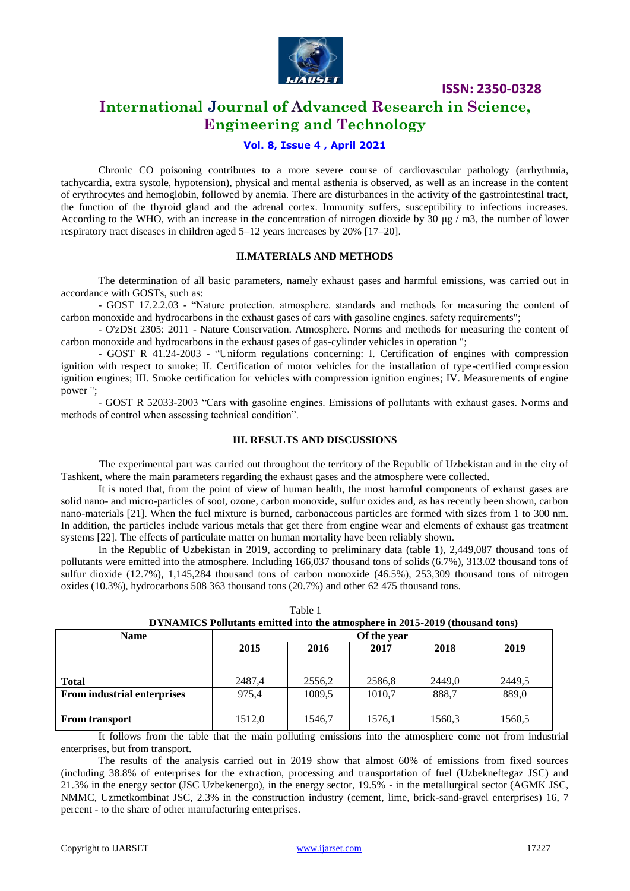Chronic CO poisoning contributes to a more severe course of cardiovascular pathology (arrhythmia, tachycardia, extra systole, hypotension), physical and mental asthenia is observed, as well as an increase in the content of erythrocytes and hemoglobin, followed by anemia. There are disturbances in the activity of the gastrointestinal tract, the function of the thyroid gland and the adrenal cortex. Immunity suffers, susceptibility to infections increases. According to the WHO, with an increase in the concentration of nitrogen dioxide by 30 μg / m3, the number of lower respiratory tract diseases in children aged 5–12 years increases by 20% [17–20].

## II.MATERIALS AND METHODS

The determination of all basic parameters, namely exhaust gases and harmful emissions, was carried out in accordance with GOSTs, such as:

- GOST 17.2.2.03 - "Nature protection. atmosphere. standards and methods for measuring the content of carbon monoxide and hydrocarbons in the exhaust gases of cars with gasoline engines. safety requirements";

- O'zDSt 2305: 2011 - Nature Conservation. Atmosphere. Norms and methods for measuring the content of carbon monoxide and hydrocarbons in the exhaust gases of gas-cylinder vehicles in operation ";

- GOST R 41.24-2003 - "Uniform regulations concerning: I. Certification of engines with compression ignition with respect to smoke; II. Certification of motor vehicles for the installation of type-certified compression ignition engines; III. Smoke certification for vehicles with compression ignition engines; IV. Measurements of engine power ";

- GOST R 52033-2003 "Cars with gasoline engines. Emissions of pollutants with exhaust gases. Norms and methods of control when assessing technical condition".

## III. RESULTS AND DISCUSSIONS

The experimental part was carried out throughout the territory of the Republic of Uzbekistan and in the city of Tashkent, where the main parameters regarding the exhaust gases and the atmosphere were collected.

It is noted that, from the point of view of human health, the most harmful components of exhaust gases are solid nano- and micro-particles of soot, ozone, carbon monoxide, sulfur oxides and, as has recently been shown, carbon nano-materials [21]. When the fuel mixture is burned, carbonaceous particles are formed with sizes from 1 to 300 nm. In addition, the particles include various metals that get there from engine wear and elements of exhaust gas treatment systems [22]. The effects of particulate matter on human mortality have been reliably shown.

In the Republic of Uzbekistan in 2019, according to preliminary data (table 1), 2,449,087 thousand tons of pollutants were emitted into the atmosphere. Including 166,037 thousand tons of solids (6.7%), 313.02 thousand tons of sulfur dioxide (12.7%), 1,145,284 thousand tons of carbon monoxide (46.5%), 253,309 thousand tons of nitrogen oxides (10.3%), hydrocarbons 508 363 thousand tons (20.7%) and other 62 475 thousand tons.

Table 1
**DYNAMICS Pollutants emitted into the atmosphere in 2015-2019 (thousand tons)**

| Name | Of the year | | | | |
|---|---|---|---|---|---|
| | **2015** | **2016** | **2017** | **2018** | **2019** |
| **Total** | 2487,4 | 2556,2 | 2586,8 | 2449,0 | 2449,5 |
| **From industrial enterprises** | 975,4 | 1009,5 | 1010,7 | 888,7 | 889,0 |
| **From transport** | 1512,0 | 1546,7 | 1576,1 | 1560,3 | 1560,5 |

It follows from the table that the main polluting emissions into the atmosphere come not from industrial enterprises, but from transport.

The results of the analysis carried out in 2019 show that almost 60% of emissions from fixed sources (including 38.8% of enterprises for the extraction, processing and transportation of fuel (Uzbekneftegaz JSC) and 21.3% in the energy sector (JSC Uzbekenergo), in the energy sector, 19.5% - in the metallurgical sector (AGMK JSC, NMMC, Uzmetkombinat JSC, 2.3% in the construction industry (cement, lime, brick-sand-gravel enterprises) 16, 7 percent - to the share of other manufacturing enterprises.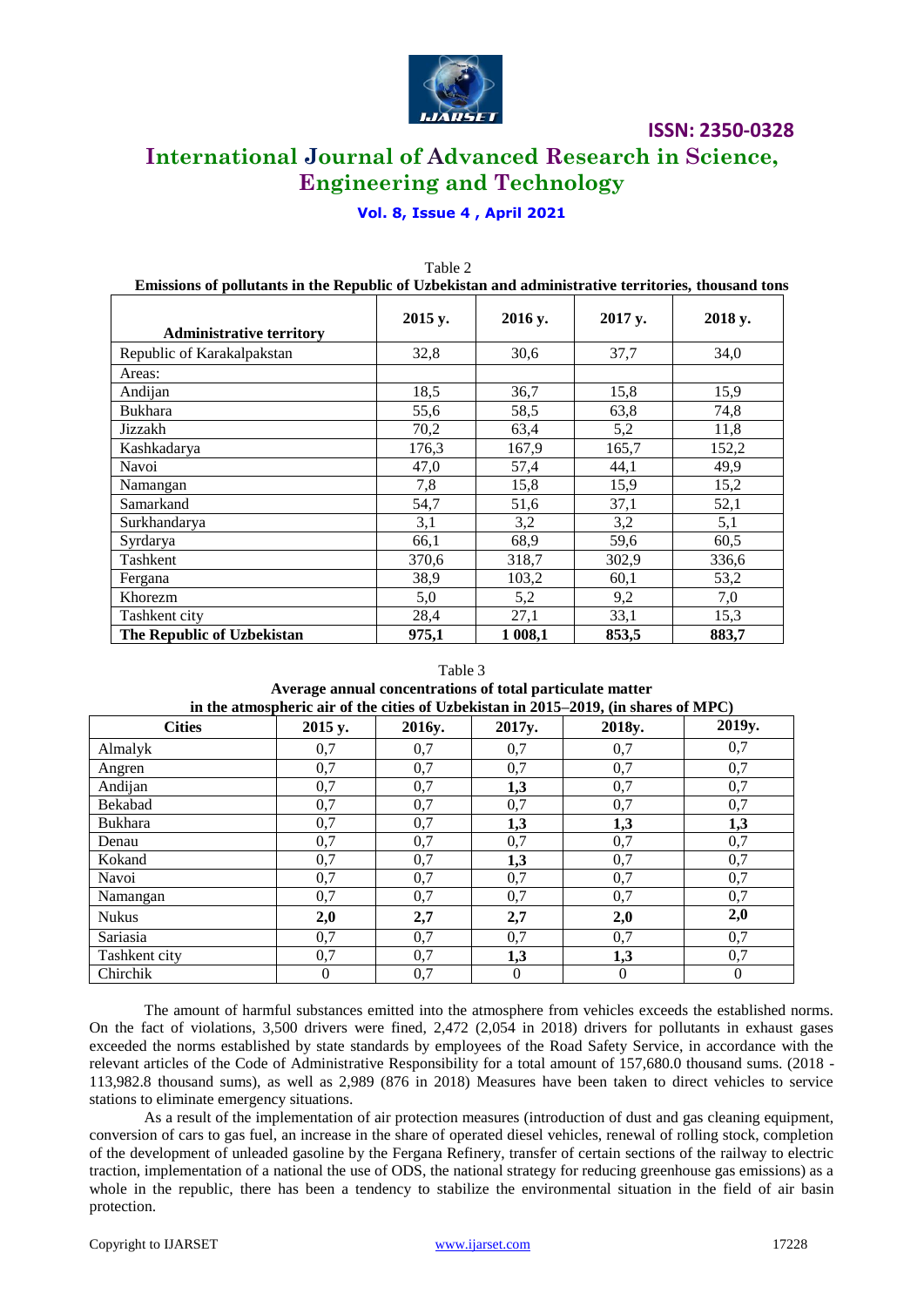Table 2

**Emissions of pollutants in the Republic of Uzbekistan and administrative territories, thousand tons**

| Administrative territory | 2015 y. | 2016 y. | 2017 y. | 2018 y. |
|---|---|---|---|---|
| Republic of Karakalpakstan | 32,8 | 30,6 | 37,7 | 34,0 |
| Areas: | | | | |
| Andijan | 18,5 | 36,7 | 15,8 | 15,9 |
| Bukhara | 55,6 | 58,5 | 63,8 | 74,8 |
| Jizzakh | 70,2 | 63,4 | 5,2 | 11,8 |
| Kashkadarya | 176,3 | 167,9 | 165,7 | 152,2 |
| Navoi | 47,0 | 57,4 | 44,1 | 49,9 |
| Namangan | 7,8 | 15,8 | 15,9 | 15,2 |
| Samarkand | 54,7 | 51,6 | 37,1 | 52,1 |
| Surkhandarya | 3,1 | 3,2 | 3,2 | 5,1 |
| Syrdarya | 66,1 | 68,9 | 59,6 | 60,5 |
| Tashkent | 370,6 | 318,7 | 302,9 | 336,6 |
| Fergana | 38,9 | 103,2 | 60,1 | 53,2 |
| Khorezm | 5,0 | 5,2 | 9,2 | 7,0 |
| Tashkent city | 28,4 | 27,1 | 33,1 | 15,3 |
| **The Republic of Uzbekistan** | **975,1** | **1 008,1** | **853,5** | **883,7** |

Table 3

**Average annual concentrations of total particulate matter in the atmospheric air of the cities of Uzbekistan in 2015–2019, (in shares of MPC)**

| Cities | 2015 y. | 2016y. | 2017y. | 2018y. | 2019y. |
|---|---|---|---|---|---|
| Almalyk | 0,7 | 0,7 | 0,7 | 0,7 | 0,7 |
| Angren | 0,7 | 0,7 | 0,7 | 0,7 | 0,7 |
| Andijan | 0,7 | 0,7 | **1,3** | 0,7 | 0,7 |
| Bekabad | 0,7 | 0,7 | 0,7 | 0,7 | 0,7 |
| Bukhara | 0,7 | 0,7 | **1,3** | **1,3** | **1,3** |
| Denau | 0,7 | 0,7 | 0,7 | 0,7 | 0,7 |
| Kokand | 0,7 | 0,7 | **1,3** | 0,7 | 0,7 |
| Navoi | 0,7 | 0,7 | 0,7 | 0,7 | 0,7 |
| Namangan | 0,7 | 0,7 | 0,7 | 0,7 | 0,7 |
| Nukus | **2,0** | **2,7** | **2,7** | **2,0** | **2,0** |
| Sariasia | 0,7 | 0,7 | 0,7 | 0,7 | 0,7 |
| Tashkent city | 0,7 | 0,7 | **1,3** | **1,3** | 0,7 |
| Chirchik | 0 | 0,7 | 0 | 0 | 0 |

The amount of harmful substances emitted into the atmosphere from vehicles exceeds the established norms. On the fact of violations, 3,500 drivers were fined, 2,472 (2,054 in 2018) drivers for pollutants in exhaust gases exceeded the norms established by state standards by employees of the Road Safety Service, in accordance with the relevant articles of the Code of Administrative Responsibility for a total amount of 157,680.0 thousand sums. (2018 - 113,982.8 thousand sums), as well as 2,989 (876 in 2018) Measures have been taken to direct vehicles to service stations to eliminate emergency situations.

As a result of the implementation of air protection measures (introduction of dust and gas cleaning equipment, conversion of cars to gas fuel, an increase in the share of operated diesel vehicles, renewal of rolling stock, completion of the development of unleaded gasoline by the Fergana Refinery, transfer of certain sections of the railway to electric traction, implementation of a national the use of ODS, the national strategy for reducing greenhouse gas emissions) as a whole in the republic, there has been a tendency to stabilize the environmental situation in the field of air basin protection.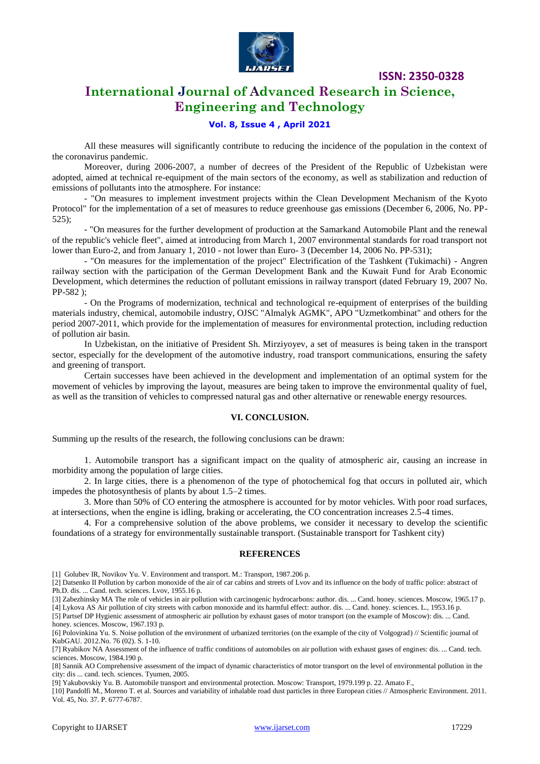All these measures will significantly contribute to reducing the incidence of the population in the context of the coronavirus pandemic.

Moreover, during 2006-2007, a number of decrees of the President of the Republic of Uzbekistan were adopted, aimed at technical re-equipment of the main sectors of the economy, as well as stabilization and reduction of emissions of pollutants into the atmosphere. For instance:

- "On measures to implement investment projects within the Clean Development Mechanism of the Kyoto Protocol" for the implementation of a set of measures to reduce greenhouse gas emissions (December 6, 2006, No. PP-525);

- "On measures for the further development of production at the Samarkand Automobile Plant and the renewal of the republic's vehicle fleet", aimed at introducing from March 1, 2007 environmental standards for road transport not lower than Euro-2, and from January 1, 2010 - not lower than Euro- 3 (December 14, 2006 No. PP-531);

- "On measures for the implementation of the project" Electrification of the Tashkent (Tukimachi) - Angren railway section with the participation of the German Development Bank and the Kuwait Fund for Arab Economic Development, which determines the reduction of pollutant emissions in railway transport (dated February 19, 2007 No. PP-582 );

- On the Programs of modernization, technical and technological re-equipment of enterprises of the building materials industry, chemical, automobile industry, OJSC "Almalyk AGMK", APO "Uzmetkombinat" and others for the period 2007-2011, which provide for the implementation of measures for environmental protection, including reduction of pollution air basin.

In Uzbekistan, on the initiative of President Sh. Mirziyoyev, a set of measures is being taken in the transport sector, especially for the development of the automotive industry, road transport communications, ensuring the safety and greening of transport.

Certain successes have been achieved in the development and implementation of an optimal system for the movement of vehicles by improving the layout, measures are being taken to improve the environmental quality of fuel, as well as the transition of vehicles to compressed natural gas and other alternative or renewable energy resources.

## VI. CONCLUSION.

Summing up the results of the research, the following conclusions can be drawn:

1. Automobile transport has a significant impact on the quality of atmospheric air, causing an increase in morbidity among the population of large cities.

2. In large cities, there is a phenomenon of the type of photochemical fog that occurs in polluted air, which impedes the photosynthesis of plants by about 1.5–2 times.

3. More than 50% of CO entering the atmosphere is accounted for by motor vehicles. With poor road surfaces, at intersections, when the engine is idling, braking or accelerating, the CO concentration increases 2.5-4 times.

4. For a comprehensive solution of the above problems, we consider it necessary to develop the scientific foundations of a strategy for environmentally sustainable transport. (Sustainable transport for Tashkent city)

## REFERENCES

[1] Golubev IR, Novikov Yu. V. Environment and transport. M.: Transport, 1987.206 p.

[2] Datsenko II Pollution by carbon monoxide of the air of car cabins and streets of Lvov and its influence on the body of traffic police: abstract of Ph.D. dis. ... Cand. tech. sciences. Lvov, 1955.16 p.

[3] Zabezhinsky MA The role of vehicles in air pollution with carcinogenic hydrocarbons: author. dis. ... Cand. honey. sciences. Moscow, 1965.17 p.

[4] Lykova AS Air pollution of city streets with carbon monoxide and its harmful effect: author. dis. ... Cand. honey. sciences. L., 1953.16 p.

[5] Partsef DP Hygienic assessment of atmospheric air pollution by exhaust gases of motor transport (on the example of Moscow): dis. ... Cand. honey. sciences. Moscow, 1967.193 p.

[6] Polovinkina Yu. S. Noise pollution of the environment of urbanized territories (on the example of the city of Volgograd) // Scientific journal of KubGAU. 2012.No. 76 (02). S. 1-10.

[7] Ryabikov NA Assessment of the influence of traffic conditions of automobiles on air pollution with exhaust gases of engines: dis. ... Cand. tech. sciences. Moscow, 1984.190 p.

[8] Sannik AO Comprehensive assessment of the impact of dynamic characteristics of motor transport on the level of environmental pollution in the city: dis ... cand. tech. sciences. Tyumen, 2005.

[9] Yakubovskiy Yu. B. Automobile transport and environmental protection. Moscow: Transport, 1979.199 p. 22. Amato F.,

[10] Pandolfi M., Moreno T. et al. Sources and variability of inhalable road dust particles in three European cities // Atmospheric Environment. 2011. Vol. 45, No. 37. P. 6777-6787.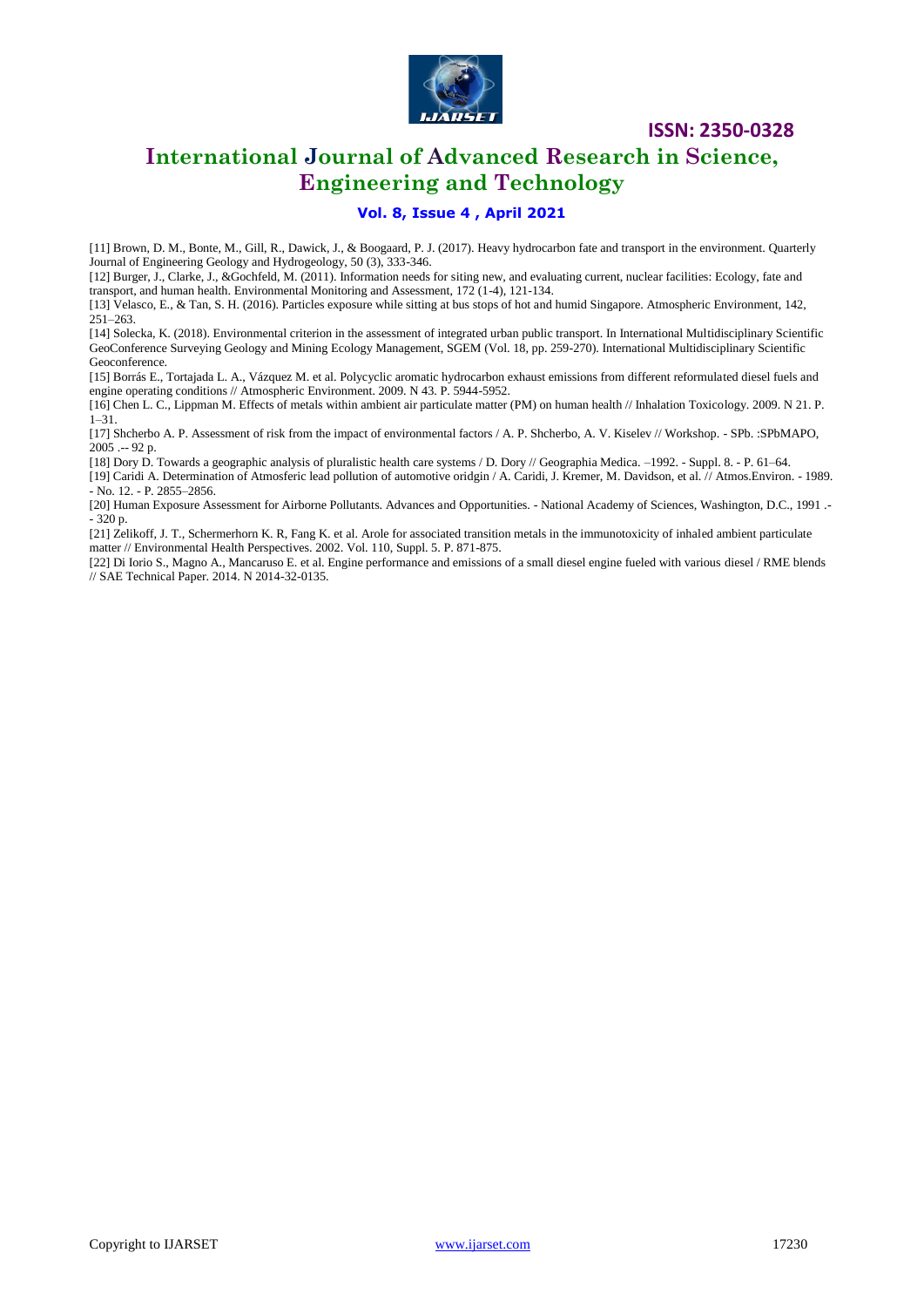[11] Brown, D. M., Bonte, M., Gill, R., Dawick, J., & Boogaard, P. J. (2017). Heavy hydrocarbon fate and transport in the environment. Quarterly Journal of Engineering Geology and Hydrogeology, 50 (3), 333-346.

[12] Burger, J., Clarke, J., &Gochfeld, M. (2011). Information needs for siting new, and evaluating current, nuclear facilities: Ecology, fate and transport, and human health. Environmental Monitoring and Assessment, 172 (1-4), 121-134.

[13] Velasco, E., & Tan, S. H. (2016). Particles exposure while sitting at bus stops of hot and humid Singapore. Atmospheric Environment, 142, 251–263.

[14] Solecka, K. (2018). Environmental criterion in the assessment of integrated urban public transport. In International Multidisciplinary Scientific GeoConference Surveying Geology and Mining Ecology Management, SGEM (Vol. 18, pp. 259-270). International Multidisciplinary Scientific Geoconference.

[15] Borrás E., Tortajada L. A., Vázquez M. et al. Polycyclic aromatic hydrocarbon exhaust emissions from different reformulated diesel fuels and engine operating conditions // Atmospheric Environment. 2009. N 43. P. 5944-5952.

[16] Chen L. C., Lippman M. Effects of metals within ambient air particulate matter (PM) on human health // Inhalation Toxicology. 2009. N 21. P. 1–31.

[17] Shcherbo A. P. Assessment of risk from the impact of environmental factors / A. P. Shcherbo, A. V. Kiselev // Workshop. - SPb. :SPbMAPO, 2005 .-- 92 p.

[18] Dory D. Towards a geographic analysis of pluralistic health care systems / D. Dory // Geographia Medica. –1992. - Suppl. 8. - P. 61–64.

[19] Caridi A. Determination of Atmosferic lead pollution of automotive oridgin / A. Caridi, J. Kremer, M. Davidson, et al. // Atmos.Environ. - 1989. - No. 12. - P. 2855–2856.

[20] Human Exposure Assessment for Airborne Pollutants. Advances and Opportunities. - National Academy of Sciences, Washington, D.C., 1991 .- - 320 p.

[21] Zelikoff, J. T., Schermerhorn K. R, Fang K. et al. Arole for associated transition metals in the immunotoxicity of inhaled ambient particulate matter // Environmental Health Perspectives. 2002. Vol. 110, Suppl. 5. P. 871-875.

[22] Di Iorio S., Magno A., Mancaruso E. et al. Engine performance and emissions of a small diesel engine fueled with various diesel / RME blends // SAE Technical Paper. 2014. N 2014-32-0135.